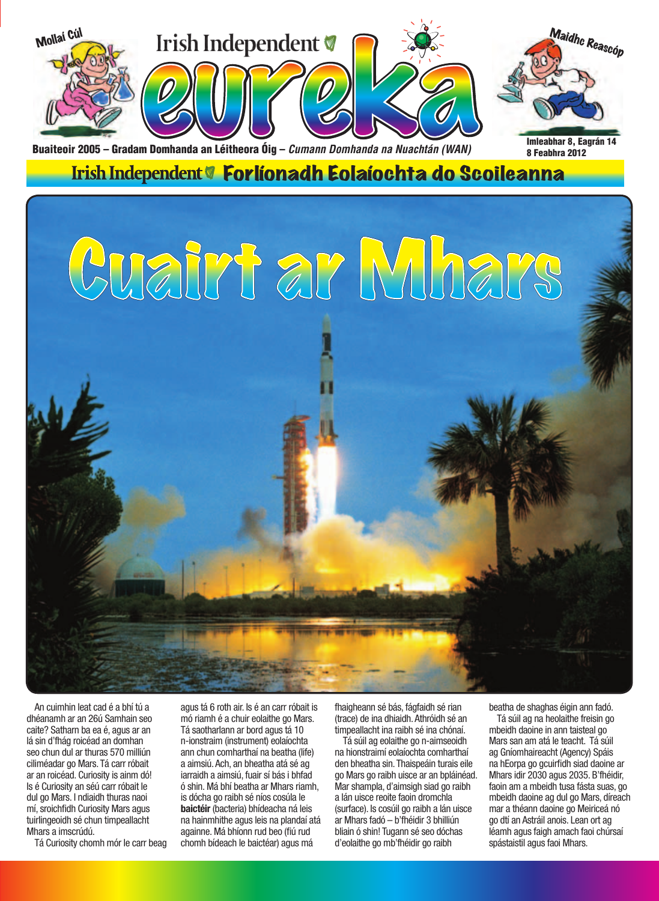Mollaí Cúl

Irish Independent

# eureka

Maidhc Reascóp

Buaiteoir 2005 – Gradam Domhanda an Léitheora Óig – *Cumann Domhanda na Nuachtán (WAN)*

Imleabhar 8, Eagrán 14
8 Feabhra 2012

Irish Independent **Forlíonadh Eolaíochta do Scoileanna**

# Cuairt ar Mhars

An cuimhin leat cad é a bhí tú a dhéanamh ar an 26ú Samhain seo caite? Satharn ba ea é, agus ar an lá sin d'fhág roicéad an domhan seo chun dul ar thuras 570 milliún ciliméadar go Mars. Tá carr róbait ar an roicéad. Curiosity is ainm dó! Is é Curiosity an séú carr róbait le dul go Mars. I ndiaidh thuras naoi mí, sroichfidh Curiosity Mars agus tuirlingeoidh sé chun timpeallacht Mhars a imscrúdú.

Tá Curiosity chomh mór le carr beag agus tá 6 roth air. Is é an carr róbait is mó riamh é a chuir eolaithe go Mars. Tá saotharlann ar bord agus tá 10 n-ionstraim (instrument) eolaíochta ann chun comharthaí na beatha (life) a aimsiú. Ach, an bheatha atá sé ag iarraidh a aimsiú, fuair sí bás i bhfad ó shin. Má bhí beatha ar Mhars riamh, is dócha go raibh sé níos cosúla le **baictéir** (bacteria) bhídeacha ná leis na hainmhithe agus leis na plandaí atá againne. Má bhíonn rud beo (fiú rud chomh bídeach le baictéar) agus má fhaigheann sé bás, fágfaidh sé rian (trace) de ina dhiaidh. Athróidh sé an timpeallacht ina raibh sé ina chónaí.

Tá súil ag eolaithe go n-aimseoidh na hionstraimí eolaíochta comharthaí den bheatha sin. Thaispeáin turais eile go Mars go raibh uisce ar an bpláinéad. Mar shampla, d'aimsigh siad go raibh a lán uisce reoite faoin dromchla (surface). Is cosúil go raibh a lán uisce ar Mhars fadó – b'fhéidir 3 bhilliún bliain ó shin! Tugann sé seo dóchas d'eolaithe go mb'fhéidir go raibh beatha de shaghas éigin ann fadó.

Tá súil ag na heolaithe freisin go mbeidh daoine in ann taisteal go Mars san am atá le teacht. Tá súil ag Gníomhaireacht (Agency) Spáis na hEorpa go gcuirfidh siad daoine ar Mhars idir 2030 agus 2035. B'fhéidir, faoin am a mbeidh tusa fásta suas, go mbeidh daoine ag dul go Mars, díreach mar a théann daoine go Meiriceá nó go dtí an Astráil anois. Lean ort ag léamh agus faigh amach faoi chúrsaí spástaistil agus faoi Mhars.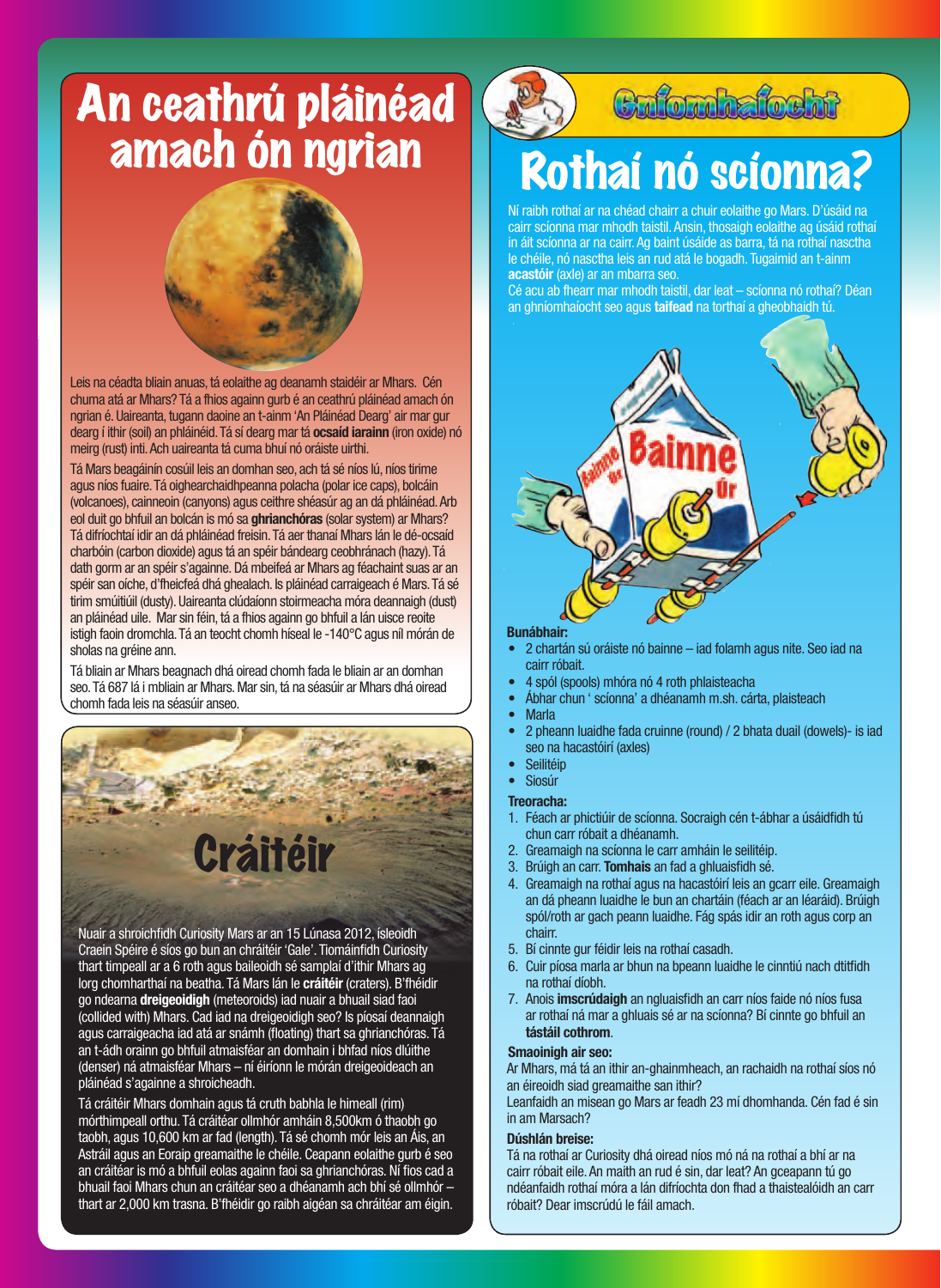# An ceathrú pláinéad amach ón ngrian

Leis na céadta bliain anuas, tá eolaithe ag deanamh staidéir ar Mhars. Cén chuma atá ar Mhars? Tá a fhios againn gurb é an ceathrú pláinéad amach ón ngrian é. Uaireanta, tugann daoine an t-ainm 'An Pláinéad Dearg' air mar gur dearg í ithir (soil) an phláinéid. Tá sí dearg mar tá **ocsaíd iarainn** (iron oxide) nó meirg (rust) inti. Ach uaireanta tá cuma bhuí nó oráiste uirthi.

Tá Mars beagáinín cosúil leis an domhan seo, ach tá sé níos lú, níos tirime agus níos fuaire. Tá oighearchaidhpeanna polacha (polar ice caps), bolcáin (volcanoes), cainneoin (canyons) agus ceithre shéasúr ag an dá phláinéad. Arb eol duit go bhfuil an bolcán is mó sa **ghrianchóras** (solar system) ar Mhars? Tá difríochtaí idir an dá phláinéad freisin. Tá aer thanaí Mhars lán le dé-ocsaíd charbóin (carbon dioxide) agus tá an spéir bándearg ceobhránach (hazy). Tá dath gorm ar an spéir s'againne. Dá mbeifeá ar Mhars ag féachaint suas ar an spéir san oíche, d'fheicfeá dhá ghealach. Is pláinéad carraigeach é Mars. Tá sé tirim smúitiúil (dusty). Uaireanta clúdaíonn stoirmeacha móra deannaigh (dust) an pláinéad uile. Mar sin féin, tá a fhios againn go bhfuil a lán uisce reoite istigh faoin dromchla. Tá an teocht chomh híseal le -140°C agus níl mórán de sholas na gréine ann.

Tá bliain ar Mhars beagnach dhá oiread chomh fada le bliain ar an domhan seo. Tá 687 lá i mbliain ar Mhars. Mar sin, tá na séasúir ar Mhars dhá oiread chomh fada leis na séasúir anseo.

## Cráitéir

Nuair a shroichfidh Curiosity Mars ar an 15 Lúnasa 2012, ísleoidh Craein Spéire é síos go bun an chráitéir 'Gale'. Tiomáinfidh Curiosity thart timpeall ar a 6 roth agus baileoidh sé samplaí d'ithir Mhars ag lorg chomharthaí na beatha. Tá Mars lán le **cráitéir** (craters). B'fhéidir go ndearna **dreigeoidigh** (meteoroids) iad nuair a bhuail siad faoi (collided with) Mhars. Cad iad na dreigeoidigh seo? Is píosaí deannaigh agus carraigeacha iad atá ar snámh (floating) thart sa ghrianchóras. Tá an t-ádh orainn go bhfuil atmaisféar an domhain i bhfad níos dlúithe (denser) ná atmaisféar Mhars – ní éiríonn le mórán dreigeoideach an pláinéad s'againne a shroicheadh.

Tá cráitéir Mhars domhain agus tá cruth babhla le himeall (rim) mórthimpeall orthu. Tá cráitéar ollmhór amháin 8,500km ó thaobh go taobh, agus 10,600 km ar fad (length). Tá sé chomh mór leis an Áis, an Astráil agus an Eoraip greamaithe le chéile. Ceapann eolaithe gurb é seo an cráitéar is mó a bhfuil eolas againn faoi sa ghrianchóras. Ní fios cad a bhuail faoi Mhars chun an cráitéar seo a dhéanamh ach bhí sé ollmhór – thart ar 2,000 km trasna. B'fhéidir go raibh aigéan sa chráitéar am éigin.

## Gníomhaíocht

# Rothaí nó scíonna?

Ní raibh rothaí ar na chéad chairr a chuir eolaithe go Mars. D'úsáid na cairr scíonna mar mhodh taistil. Ansin, thosaigh eolaithe ag úsáid rothaí in áit scíonna ar na cairr. Ag baint úsáide as barra, tá na rothaí nasctha le chéile, nó nasctha leis an rud atá le bogadh. Tugaimid an t-ainm **acastóir** (axle) ar an mbarra seo.

Cé acu ab fhearr mar mhodh taistil, dar leat – scíonna nó rothaí? Déan an ghníomhaíocht seo agus **taifead** na torthaí a gheobhaidh tú.

**Bunábhair:**

- 2 chartán sú oráiste nó bainne – iad folamh agus nite. Seo iad na cairr róbait.
- 4 spól (spools) mhóra nó 4 roth phlaisteacha
- Ábhar chun ' scíonna' a dhéanamh m.sh. cárta, plaisteach
- Marla
- 2 pheann luaidhe fada cruinne (round) / 2 bhata duail (dowels)- is iad seo na hacastóirí (axles)
- Seilitéip
- Siosúr

**Treoracha:**

1. Féach ar phictiúir de scíonna. Socraigh cén t-ábhar a úsáidfidh tú chun carr róbait a dhéanamh.
2. Greamaigh na scíonna le carr amháin le seilitéip.
3. Brúigh an carr. **Tomhais** an fad a ghluaisfidh sé.
4. Greamaigh na rothaí agus na hacastóirí leis an gcarr eile. Greamaigh an dá pheann luaidhe le bun an chartáin (féach ar an léaráid). Brúigh spól/roth ar gach peann luaidhe. Fág spás idir an roth agus corp an chairr.
5. Bí cinnte gur féidir leis na rothaí casadh.
6. Cuir píosa marla ar bhun na bpeann luaidhe le cinntiú nach dtitfidh na rothaí díobh.
7. Anois **imscrúdaigh** an ngluaisfidh an carr níos faide nó níos fusa ar rothaí ná mar a ghluais sé ar na scíonna? Bí cinnte go bhfuil an **tástáil cothrom**.

**Smaoinigh air seo:**

Ar Mhars, má tá an ithir an-ghainmheach, an rachaidh na rothaí síos nó an éireoidh siad greamaithe san ithir?

Leanfaidh an misean go Mars ar feadh 23 mí dhomhanda. Cén fad é sin in am Marsach?

**Dúshlán breise:**

Tá na rothaí ar Curiosity dhá oiread níos mó ná na rothaí a bhí ar na cairr róbait eile. An maith an rud é sin, dar leat? An gceapann tú go ndéanfaidh rothaí móra a lán difríochta don fhad a thaistealóidh an carr róbait? Dear imscrúdú le fáil amach.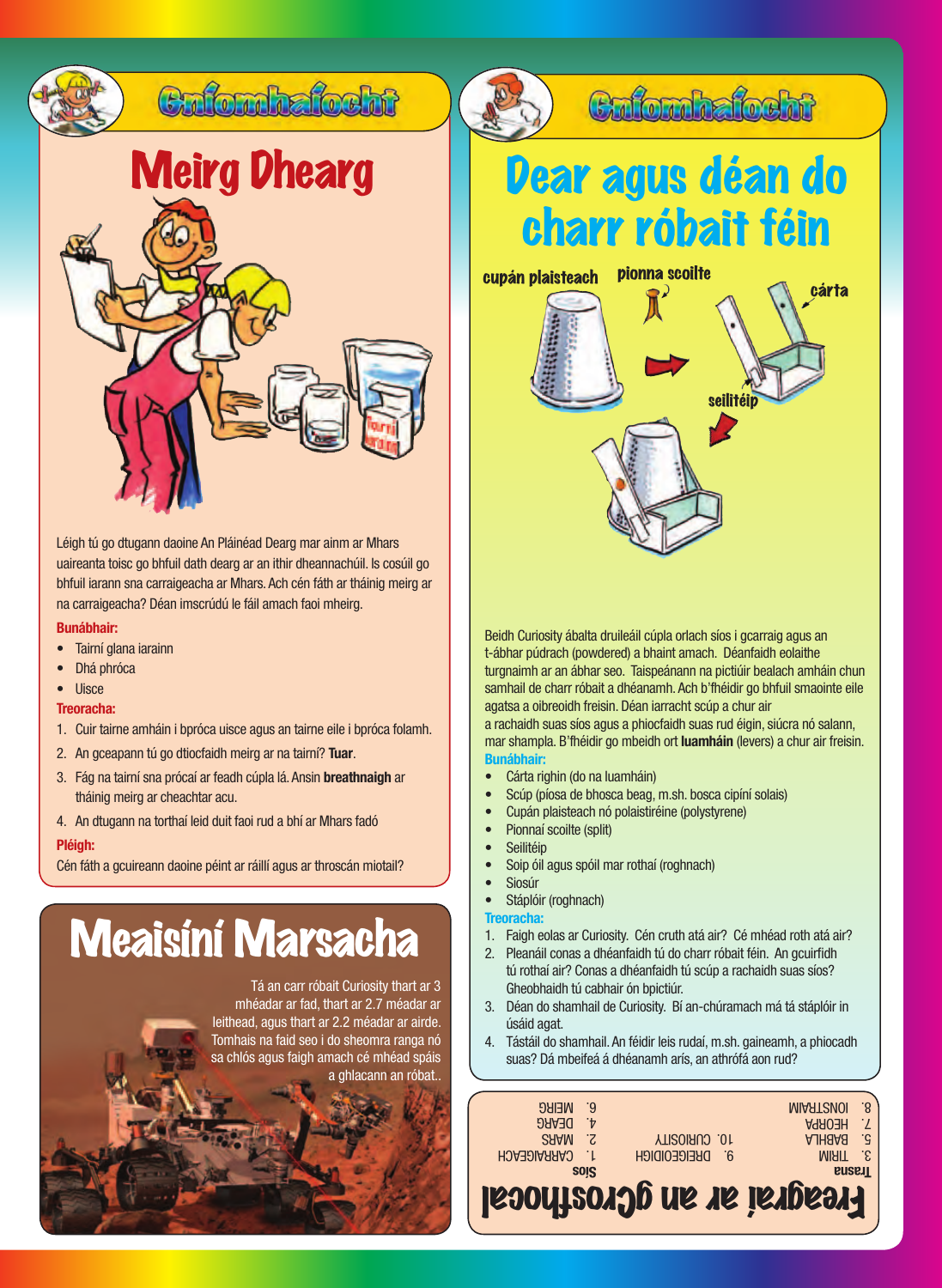# Gníomhaíocht

## Meirg Dhearg

Léigh tú go dtugann daoine An Pláinéad Dearg mar ainm ar Mhars uaireanta toisc go bhfuil dath dearg ar an ithir dheannachúil. Is cosúil go bhfuil iarann sna carraigeacha ar Mhars. Ach cén fáth ar tháinig meirg ar na carraigeacha? Déan imscrúdú le fáil amach faoi mheirg.

**Bunábhair:**

- Tairní glana iarainn
- Dhá phróca
- Uisce

**Treoracha:**

1. Cuir tairne amháin i bpróca uisce agus an tairne eile i bpróca folamh.
2. An gceapann tú go dtiocfaidh meirg ar na tairní? **Tuar**.
3. Fág na tairní sna prócaí ar feadh cúpla lá. Ansin **breathnaigh** ar tháinig meirg ar cheachtar acu.
4. An dtugann na torthaí leid duit faoi rud a bhí ar Mhars fadó

**Pléigh:**

Cén fáth a gcuireann daoine péint ar ráillí agus ar throscán miotail?

## Meaisíní Marsacha

Tá an carr róbait Curiosity thart ar 3 mhéadar ar fad, thart ar 2.7 méadar ar leithead, agus thart ar 2.2 méadar ar airde. Tomhais na faid seo i do sheomra ranga nó sa chlós agus faigh amach cé mhéad spáis a ghlacann an róbat..

# Gníomhaíocht

## Dear agus déan do charr róbait féin

cupán plaisteach, pionna scoilte, cárta, seilitéip

Beidh Curiosity ábalta druileáil cúpla orlach síos i gcarraig agus an t-ábhar púdrach (powdered) a bhaint amach. Déanfaidh eolaithe turgnaimh ar an ábhar seo. Taispeánann na pictiúir bealach amháin chun samhail de charr róbait a dhéanamh. Ach b'fhéidir go bhfuil smaointe eile agatsa a oibreoidh freisin. Déan iarracht scúp a chur air a rachaidh suas síos agus a phiocfaidh suas rud éigin, siúcra nó salann, mar shampla. B'fhéidir go mbeidh ort **luamháin** (levers) a chur air freisin.

**Bunábhair:**

- Cárta righin (do na luamháin)
- Scúp (píosa de bhosca beag, m.sh. bosca cipíní solais)
- Cupán plaisteach nó polaistiréine (polystyrene)
- Pionnaí scoilte (split)
- Seilitéip
- Soip óil agus spóil mar rothaí (roghnach)
- Siosúr
- Stáplóir (roghnach)

**Treoracha:**

1. Faigh eolas ar Curiosity. Cén cruth atá air? Cé mhéad roth atá air?
2. Pleanáil conas a dhéanfaidh tú do charr róbait féin. An gcuirfidh tú rothaí air? Conas a dhéanfaidh tú scúp a rachaidh suas síos? Gheobhaidh tú cabhair ón bpictiúr.
3. Déan do shamhail de Curiosity. Bí an-chúramach má tá stáplóir in úsáid agat.
4. Tástáil do shamhail. An féidir leis rudaí, m.sh. gaineamh, a phiocadh suas? Dá mbeifeá á dhéanamh arís, an athrófá aon rud?

## Freagraí ar an gCrosfhocal

**Trasna**
3. TIRIM
5. BABHLA
7. HEORPA
8. IONSTRAIM
9. DREIGEOIDIGH
10. CURIOSITY

**Síos**
1. CARRAIGEACH
2. MARS
4. DEARG
6. MEIRG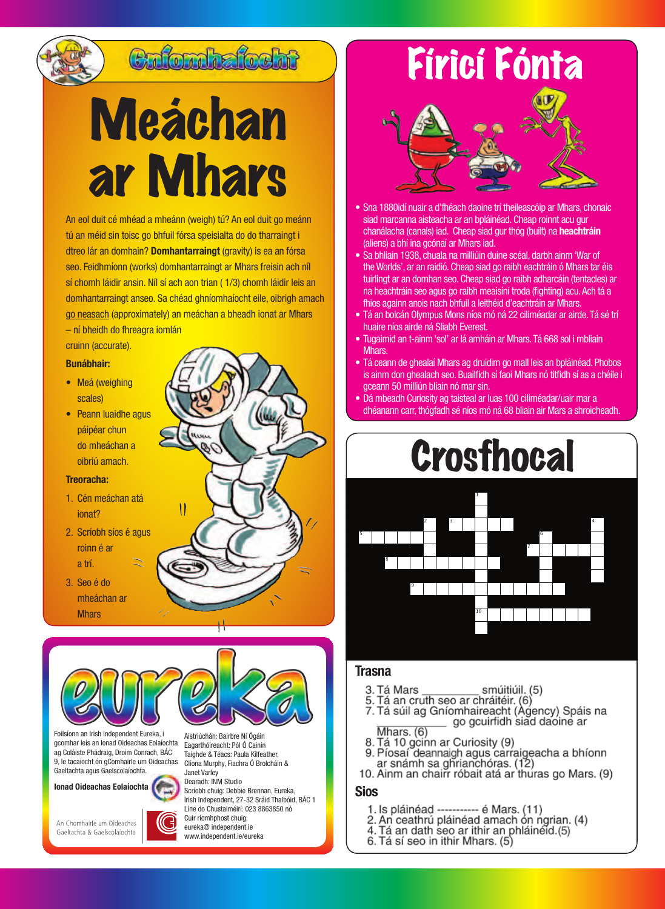## Gníomhaíocht

# Meáchan ar Mhars

An eol duit cé mhéad a mheánn (weigh) tú? An eol duit go meánn tú an méid sin toisc go bhfuil fórsa speisialta do do tharraingt i dtreo lár an domhain? **Domhantarraingt** (gravity) is ea an fórsa seo. Feidhmíonn (works) domhantarraingt ar Mhars freisin ach níl sí chomh láidir ansin. Níl sí ach aon trian ( 1/3) chomh láidir leis an domhantarraingt anseo. Sa chéad ghníomhaíocht eile, oibrigh amach go neasach (approximately) an meáchan a bheadh ionat ar Mhars – ní bheidh do fhreagra iomlán cruinn (accurate).

**Bunábhair:**

- Meá (weighing scales)
- Peann luaidhe agus páipéar chun do mheáchan a oibriú amach.

**Treoracha:**

1. Cén meáchan atá ionat?
2. Scríobh síos é agus roinn é ar a trí.
3. Seo é do mheáchan ar Mhars

# Fíricí Fónta

- Sna 1880idí nuair a d'fhéach daoine trí theileascóip ar Mhars, chonaic siad marcanna aisteacha ar an bpláinéad. Cheap roinnt acu gur chanálacha (canals) iad. Cheap siad gur thóg (built) na **heachtráin** (aliens) a bhí ina gcónaí ar Mhars iad.
- Sa bhliain 1938, chuala na milliúin duine scéal, darbh ainm 'War of the Worlds', ar an raidió. Cheap siad go raibh eachtráin ó Mhars tar éis tuirlingt ar an domhan seo. Cheap siad go raibh adharcáin (tentacles) ar na heachtráin seo agus go raibh meaisíní troda (fighting) acu. Ach tá a fhios againn anois nach bhfuil a leithéid d'eachtráin ar Mhars.
- Tá an bolcán Olympus Mons níos mó ná 22 ciliméadar ar airde. Tá sé trí huaire níos airde ná Sliabh Everest.
- Tugaimid an t-ainm 'sol' ar lá amháin ar Mhars. Tá 668 sol i mbliain Mhars.
- Tá ceann de ghealaí Mhars ag druidim go mall leis an bpláinéad. Phobos is ainm don ghealach seo. Buailfidh sí faoi Mhars nó titfidh sí as a chéile i gceann 50 milliún bliain nó mar sin.
- Dá mbeadh Curiosity ag taisteal ar luas 100 ciliméadar/uair mar a dhéanann carr, thógfadh sé níos mó ná 68 bliain air Mars a shroicheadh.

# Crosfhocal

### Trasna

3. Tá Mars __________ smúitiúil. (5)
5. Tá an cruth seo ar chráitéir. (6)
7. Tá súil ag Gníomhaireacht (Agency) Spáis na __________ go gcuirfidh siad daoine ar Mhars. (6)
8. Tá 10 gcinn ar Curiosity (9)
9. Píosaí deannaigh agus carraigeacha a bhíonn ar snámh sa ghrianchóras. (12)
10. Ainm an chairr róbait atá ar thuras go Mars. (9)

### Sios

1. Is pláinéad ----------- é Mars. (11)
2. An ceathrú pláinéad amach ón ngrian. (4)
4. Tá an dath seo ar ithir an phláinéid.(5)
6. Tá sí seo in ithir Mhars. (5)

# eureka

Foilsíonn an Irish Independent Eureka, i gcomhar leis an Ionad Oideachas Eolaíochta ag Coláiste Phádraig, Droim Conrach, BÁC 9, le tacaíocht ón gComhairle um Oideachas Gaeltachta agus Gaelscolaíochta.

**Ionad Oideachas Eolaíochta**

An Chomhairle um Oideachas Gaeltachta & Gaelscolaíochta

Aistriúchán: Bairbre Ní Ógáin
Eagarthóireacht: Pól Ó Cainín
Taighde & Téacs: Paula Kilfeather, Clíona Murphy, Fiachra Ó Brolcháin & Janet Varley
Dearadh: INM Studio
Scríobh chuig: Debbie Brennan, Eureka, Irish Independent, 27-32 Sráid Thalbóid, BÁC 1
Líne do Chustaiméirí: 023 8863850 nó
Cuir ríomhphost chuig: eureka@ independent.ie
www.independent.ie/eureka